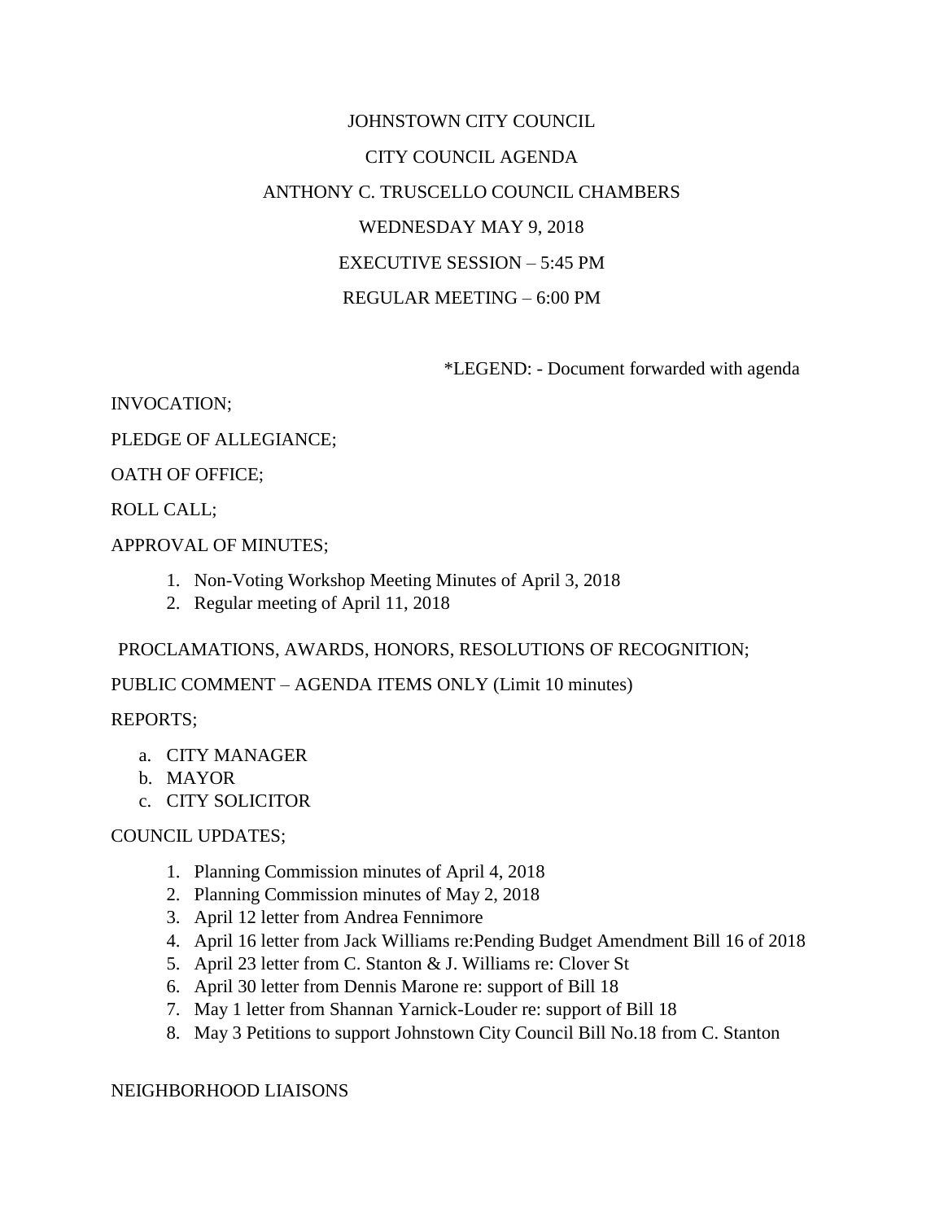# JOHNSTOWN CITY COUNCIL

## CITY COUNCIL AGENDA

## ANTHONY C. TRUSCELLO COUNCIL CHAMBERS

## WEDNESDAY MAY 9, 2018

## EXECUTIVE SESSION – 5:45 PM

## REGULAR MEETING – 6:00 PM

*LEGEND: - Document forwarded with agenda

INVOCATION;

PLEDGE OF ALLEGIANCE;

OATH OF OFFICE;

ROLL CALL;

APPROVAL OF MINUTES;

1. Non-Voting Workshop Meeting Minutes of April 3, 2018
2. Regular meeting of April 11, 2018

PROCLAMATIONS, AWARDS, HONORS, RESOLUTIONS OF RECOGNITION;

PUBLIC COMMENT – AGENDA ITEMS ONLY (Limit 10 minutes)

REPORTS;

a. CITY MANAGER
b. MAYOR
c. CITY SOLICITOR

COUNCIL UPDATES;

1. Planning Commission minutes of April 4, 2018
2. Planning Commission minutes of May 2, 2018
3. April 12 letter from Andrea Fennimore
4. April 16 letter from Jack Williams re:Pending Budget Amendment Bill 16 of 2018
5. April 23 letter from C. Stanton & J. Williams re: Clover St
6. April 30 letter from Dennis Marone re: support of Bill 18
7. May 1 letter from Shannan Yarnick-Louder re: support of Bill 18
8. May 3 Petitions to support Johnstown City Council Bill No.18 from C. Stanton

NEIGHBORHOOD LIAISONS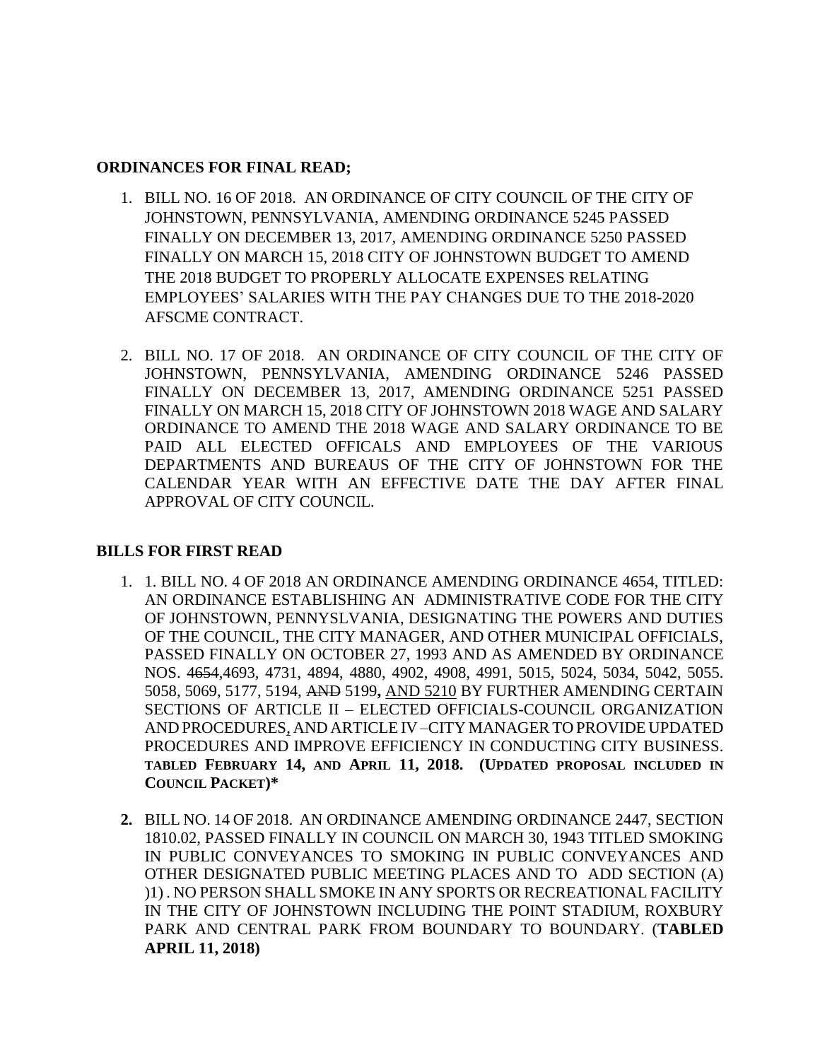**ORDINANCES FOR FINAL READ;**

1. BILL NO. 16 OF 2018. AN ORDINANCE OF CITY COUNCIL OF THE CITY OF JOHNSTOWN, PENNSYLVANIA, AMENDING ORDINANCE 5245 PASSED FINALLY ON DECEMBER 13, 2017, AMENDING ORDINANCE 5250 PASSED FINALLY ON MARCH 15, 2018 CITY OF JOHNSTOWN BUDGET TO AMEND THE 2018 BUDGET TO PROPERLY ALLOCATE EXPENSES RELATING EMPLOYEES' SALARIES WITH THE PAY CHANGES DUE TO THE 2018-2020 AFSCME CONTRACT.

2. BILL NO. 17 OF 2018. AN ORDINANCE OF CITY COUNCIL OF THE CITY OF JOHNSTOWN, PENNSYLVANIA, AMENDING ORDINANCE 5246 PASSED FINALLY ON DECEMBER 13, 2017, AMENDING ORDINANCE 5251 PASSED FINALLY ON MARCH 15, 2018 CITY OF JOHNSTOWN 2018 WAGE AND SALARY ORDINANCE TO AMEND THE 2018 WAGE AND SALARY ORDINANCE TO BE PAID ALL ELECTED OFFICALS AND EMPLOYEES OF THE VARIOUS DEPARTMENTS AND BUREAUS OF THE CITY OF JOHNSTOWN FOR THE CALENDAR YEAR WITH AN EFFECTIVE DATE THE DAY AFTER FINAL APPROVAL OF CITY COUNCIL.

**BILLS FOR FIRST READ**

1. 1. BILL NO. 4 OF 2018 AN ORDINANCE AMENDING ORDINANCE 4654, TITLED: AN ORDINANCE ESTABLISHING AN ADMINISTRATIVE CODE FOR THE CITY OF JOHNSTOWN, PENNYSLVANIA, DESIGNATING THE POWERS AND DUTIES OF THE COUNCIL, THE CITY MANAGER, AND OTHER MUNICIPAL OFFICIALS, PASSED FINALLY ON OCTOBER 27, 1993 AND AS AMENDED BY ORDINANCE NOS. ~~4654~~,4693, 4731, 4894, 4880, 4902, 4908, 4991, 5015, 5024, 5034, 5042, 5055. 5058, 5069, 5177, 5194, ~~AND~~ 5199**,** AND 5210 BY FURTHER AMENDING CERTAIN SECTIONS OF ARTICLE II – ELECTED OFFICIALS-COUNCIL ORGANIZATION AND PROCEDURES, AND ARTICLE IV –CITY MANAGER TO PROVIDE UPDATED PROCEDURES AND IMPROVE EFFICIENCY IN CONDUCTING CITY BUSINESS. **TABLED FEBRUARY 14, AND APRIL 11, 2018. (UPDATED PROPOSAL INCLUDED IN COUNCIL PACKET)***

2. BILL NO. 14 OF 2018. AN ORDINANCE AMENDING ORDINANCE 2447, SECTION 1810.02, PASSED FINALLY IN COUNCIL ON MARCH 30, 1943 TITLED SMOKING IN PUBLIC CONVEYANCES TO SMOKING IN PUBLIC CONVEYANCES AND OTHER DESIGNATED PUBLIC MEETING PLACES AND TO ADD SECTION (A) )1) . NO PERSON SHALL SMOKE IN ANY SPORTS OR RECREATIONAL FACILITY IN THE CITY OF JOHNSTOWN INCLUDING THE POINT STADIUM, ROXBURY PARK AND CENTRAL PARK FROM BOUNDARY TO BOUNDARY. (**TABLED APRIL 11, 2018)**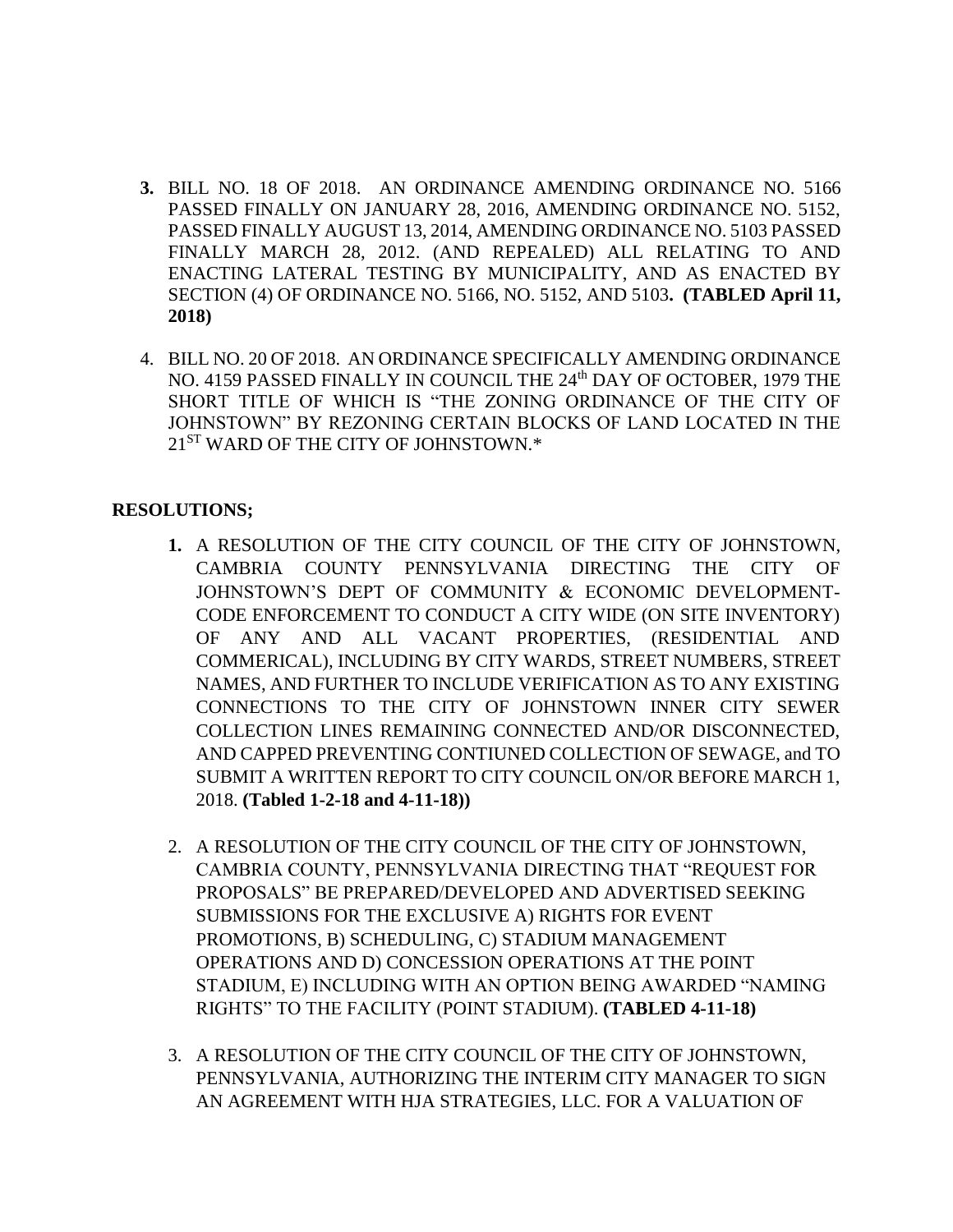3. BILL NO. 18 OF 2018. AN ORDINANCE AMENDING ORDINANCE NO. 5166 PASSED FINALLY ON JANUARY 28, 2016, AMENDING ORDINANCE NO. 5152, PASSED FINALLY AUGUST 13, 2014, AMENDING ORDINANCE NO. 5103 PASSED FINALLY MARCH 28, 2012. (AND REPEALED) ALL RELATING TO AND ENACTING LATERAL TESTING BY MUNICIPALITY, AND AS ENACTED BY SECTION (4) OF ORDINANCE NO. 5166, NO. 5152, AND 5103**. (TABLED April 11, 2018)**

4. BILL NO. 20 OF 2018. AN ORDINANCE SPECIFICALLY AMENDING ORDINANCE NO. 4159 PASSED FINALLY IN COUNCIL THE 24th DAY OF OCTOBER, 1979 THE SHORT TITLE OF WHICH IS "THE ZONING ORDINANCE OF THE CITY OF JOHNSTOWN" BY REZONING CERTAIN BLOCKS OF LAND LOCATED IN THE 21ST WARD OF THE CITY OF JOHNSTOWN.*

**RESOLUTIONS;**

1. A RESOLUTION OF THE CITY COUNCIL OF THE CITY OF JOHNSTOWN, CAMBRIA COUNTY PENNSYLVANIA DIRECTING THE CITY OF JOHNSTOWN'S DEPT OF COMMUNITY & ECONOMIC DEVELOPMENT-CODE ENFORCEMENT TO CONDUCT A CITY WIDE (ON SITE INVENTORY) OF ANY AND ALL VACANT PROPERTIES, (RESIDENTIAL AND COMMERICAL), INCLUDING BY CITY WARDS, STREET NUMBERS, STREET NAMES, AND FURTHER TO INCLUDE VERIFICATION AS TO ANY EXISTING CONNECTIONS TO THE CITY OF JOHNSTOWN INNER CITY SEWER COLLECTION LINES REMAINING CONNECTED AND/OR DISCONNECTED, AND CAPPED PREVENTING CONTIUNED COLLECTION OF SEWAGE, and TO SUBMIT A WRITTEN REPORT TO CITY COUNCIL ON/OR BEFORE MARCH 1, 2018. **(Tabled 1-2-18 and 4-11-18))**

2. A RESOLUTION OF THE CITY COUNCIL OF THE CITY OF JOHNSTOWN, CAMBRIA COUNTY, PENNSYLVANIA DIRECTING THAT "REQUEST FOR PROPOSALS" BE PREPARED/DEVELOPED AND ADVERTISED SEEKING SUBMISSIONS FOR THE EXCLUSIVE A) RIGHTS FOR EVENT PROMOTIONS, B) SCHEDULING, C) STADIUM MANAGEMENT OPERATIONS AND D) CONCESSION OPERATIONS AT THE POINT STADIUM, E) INCLUDING WITH AN OPTION BEING AWARDED "NAMING RIGHTS" TO THE FACILITY (POINT STADIUM). **(TABLED 4-11-18)**

3. A RESOLUTION OF THE CITY COUNCIL OF THE CITY OF JOHNSTOWN, PENNSYLVANIA, AUTHORIZING THE INTERIM CITY MANAGER TO SIGN AN AGREEMENT WITH HJA STRATEGIES, LLC. FOR A VALUATION OF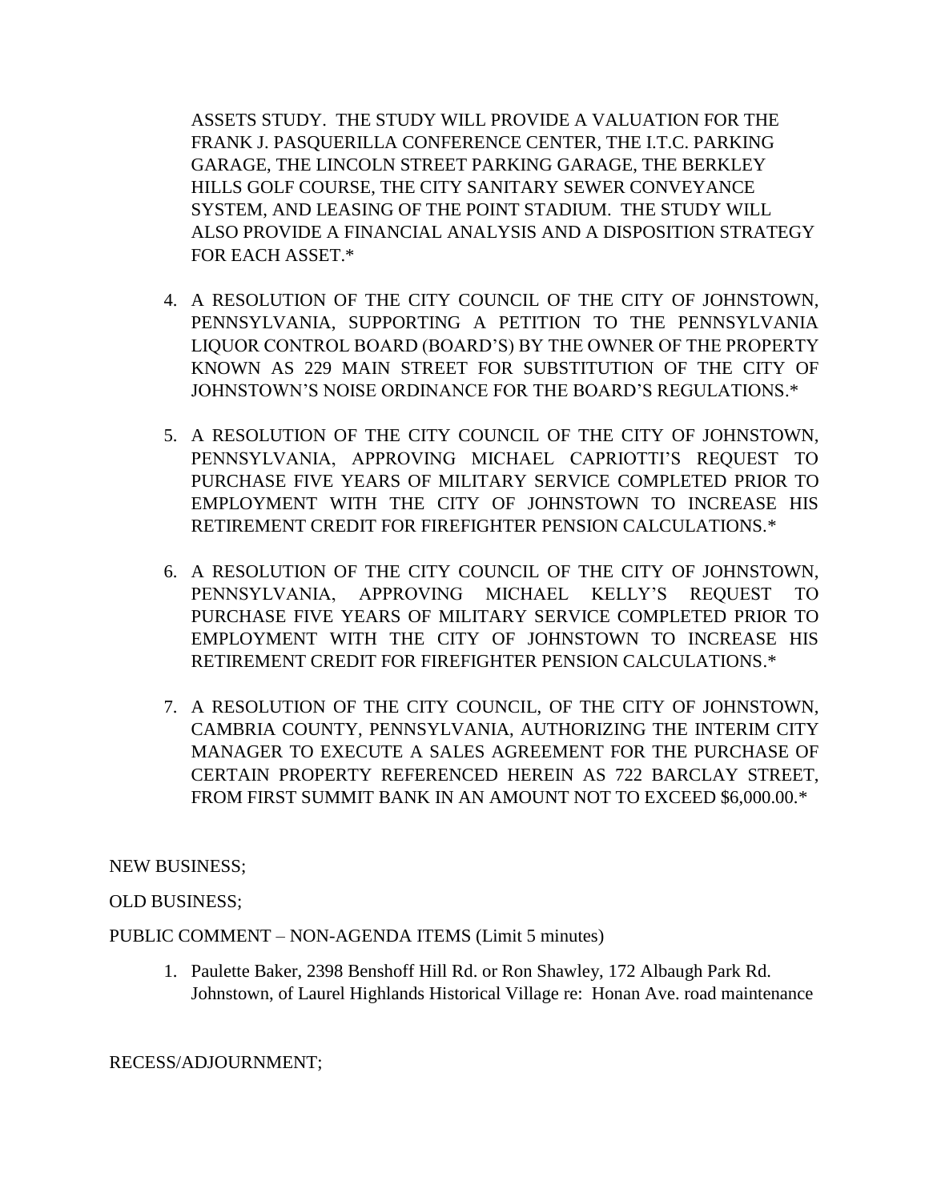ASSETS STUDY. THE STUDY WILL PROVIDE A VALUATION FOR THE FRANK J. PASQUERILLA CONFERENCE CENTER, THE I.T.C. PARKING GARAGE, THE LINCOLN STREET PARKING GARAGE, THE BERKLEY HILLS GOLF COURSE, THE CITY SANITARY SEWER CONVEYANCE SYSTEM, AND LEASING OF THE POINT STADIUM. THE STUDY WILL ALSO PROVIDE A FINANCIAL ANALYSIS AND A DISPOSITION STRATEGY FOR EACH ASSET.*

4. A RESOLUTION OF THE CITY COUNCIL OF THE CITY OF JOHNSTOWN, PENNSYLVANIA, SUPPORTING A PETITION TO THE PENNSYLVANIA LIQUOR CONTROL BOARD (BOARD'S) BY THE OWNER OF THE PROPERTY KNOWN AS 229 MAIN STREET FOR SUBSTITUTION OF THE CITY OF JOHNSTOWN'S NOISE ORDINANCE FOR THE BOARD'S REGULATIONS.*

5. A RESOLUTION OF THE CITY COUNCIL OF THE CITY OF JOHNSTOWN, PENNSYLVANIA, APPROVING MICHAEL CAPRIOTTI'S REQUEST TO PURCHASE FIVE YEARS OF MILITARY SERVICE COMPLETED PRIOR TO EMPLOYMENT WITH THE CITY OF JOHNSTOWN TO INCREASE HIS RETIREMENT CREDIT FOR FIREFIGHTER PENSION CALCULATIONS.*

6. A RESOLUTION OF THE CITY COUNCIL OF THE CITY OF JOHNSTOWN, PENNSYLVANIA, APPROVING MICHAEL KELLY'S REQUEST TO PURCHASE FIVE YEARS OF MILITARY SERVICE COMPLETED PRIOR TO EMPLOYMENT WITH THE CITY OF JOHNSTOWN TO INCREASE HIS RETIREMENT CREDIT FOR FIREFIGHTER PENSION CALCULATIONS.*

7. A RESOLUTION OF THE CITY COUNCIL, OF THE CITY OF JOHNSTOWN, CAMBRIA COUNTY, PENNSYLVANIA, AUTHORIZING THE INTERIM CITY MANAGER TO EXECUTE A SALES AGREEMENT FOR THE PURCHASE OF CERTAIN PROPERTY REFERENCED HEREIN AS 722 BARCLAY STREET, FROM FIRST SUMMIT BANK IN AN AMOUNT NOT TO EXCEED $6,000.00.*

NEW BUSINESS;

OLD BUSINESS;

PUBLIC COMMENT – NON-AGENDA ITEMS (Limit 5 minutes)

1. Paulette Baker, 2398 Benshoff Hill Rd. or Ron Shawley, 172 Albaugh Park Rd. Johnstown, of Laurel Highlands Historical Village re: Honan Ave. road maintenance

RECESS/ADJOURNMENT;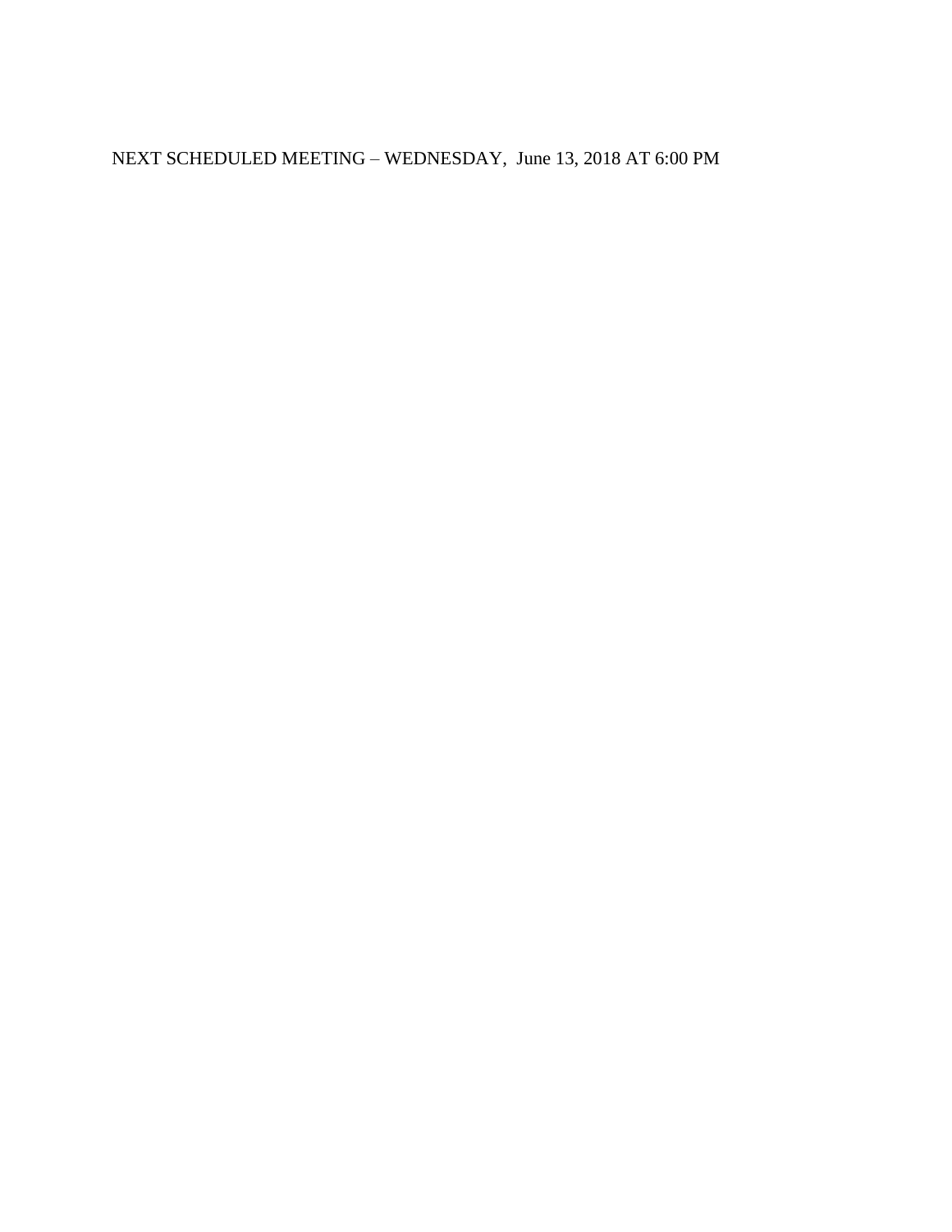NEXT SCHEDULED MEETING – WEDNESDAY, June 13, 2018 AT 6:00 PM